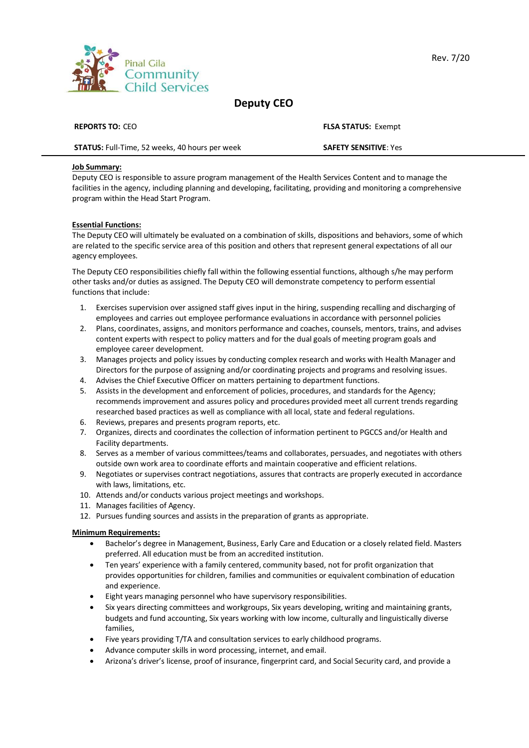Pinal Gila Community Child Services

Rev. 7/20

# Deputy CEO

**REPORTS TO:** CEO

**FLSA STATUS:** Exempt

**STATUS:** Full-Time, 52 weeks, 40 hours per week

**SAFETY SENSITIVE**: Yes

**Job Summary:**

Deputy CEO is responsible to assure program management of the Health Services Content and to manage the facilities in the agency, including planning and developing, facilitating, providing and monitoring a comprehensive program within the Head Start Program.

**Essential Functions:**

The Deputy CEO will ultimately be evaluated on a combination of skills, dispositions and behaviors, some of which are related to the specific service area of this position and others that represent general expectations of all our agency employees.

The Deputy CEO responsibilities chiefly fall within the following essential functions, although s/he may perform other tasks and/or duties as assigned. The Deputy CEO will demonstrate competency to perform essential functions that include:

1. Exercises supervision over assigned staff gives input in the hiring, suspending recalling and discharging of employees and carries out employee performance evaluations in accordance with personnel policies
2. Plans, coordinates, assigns, and monitors performance and coaches, counsels, mentors, trains, and advises content experts with respect to policy matters and for the dual goals of meeting program goals and employee career development.
3. Manages projects and policy issues by conducting complex research and works with Health Manager and Directors for the purpose of assigning and/or coordinating projects and programs and resolving issues.
4. Advises the Chief Executive Officer on matters pertaining to department functions.
5. Assists in the development and enforcement of policies, procedures, and standards for the Agency; recommends improvement and assures policy and procedures provided meet all current trends regarding researched based practices as well as compliance with all local, state and federal regulations.
6. Reviews, prepares and presents program reports, etc.
7. Organizes, directs and coordinates the collection of information pertinent to PGCCS and/or Health and Facility departments.
8. Serves as a member of various committees/teams and collaborates, persuades, and negotiates with others outside own work area to coordinate efforts and maintain cooperative and efficient relations.
9. Negotiates or supervises contract negotiations, assures that contracts are properly executed in accordance with laws, limitations, etc.
10. Attends and/or conducts various project meetings and workshops.
11. Manages facilities of Agency.
12. Pursues funding sources and assists in the preparation of grants as appropriate.

**Minimum Requirements:**

- Bachelor's degree in Management, Business, Early Care and Education or a closely related field. Masters preferred. All education must be from an accredited institution.
- Ten years' experience with a family centered, community based, not for profit organization that provides opportunities for children, families and communities or equivalent combination of education and experience.
- Eight years managing personnel who have supervisory responsibilities.
- Six years directing committees and workgroups, Six years developing, writing and maintaining grants, budgets and fund accounting, Six years working with low income, culturally and linguistically diverse families,
- Five years providing T/TA and consultation services to early childhood programs.
- Advance computer skills in word processing, internet, and email.
- Arizona's driver's license, proof of insurance, fingerprint card, and Social Security card, and provide a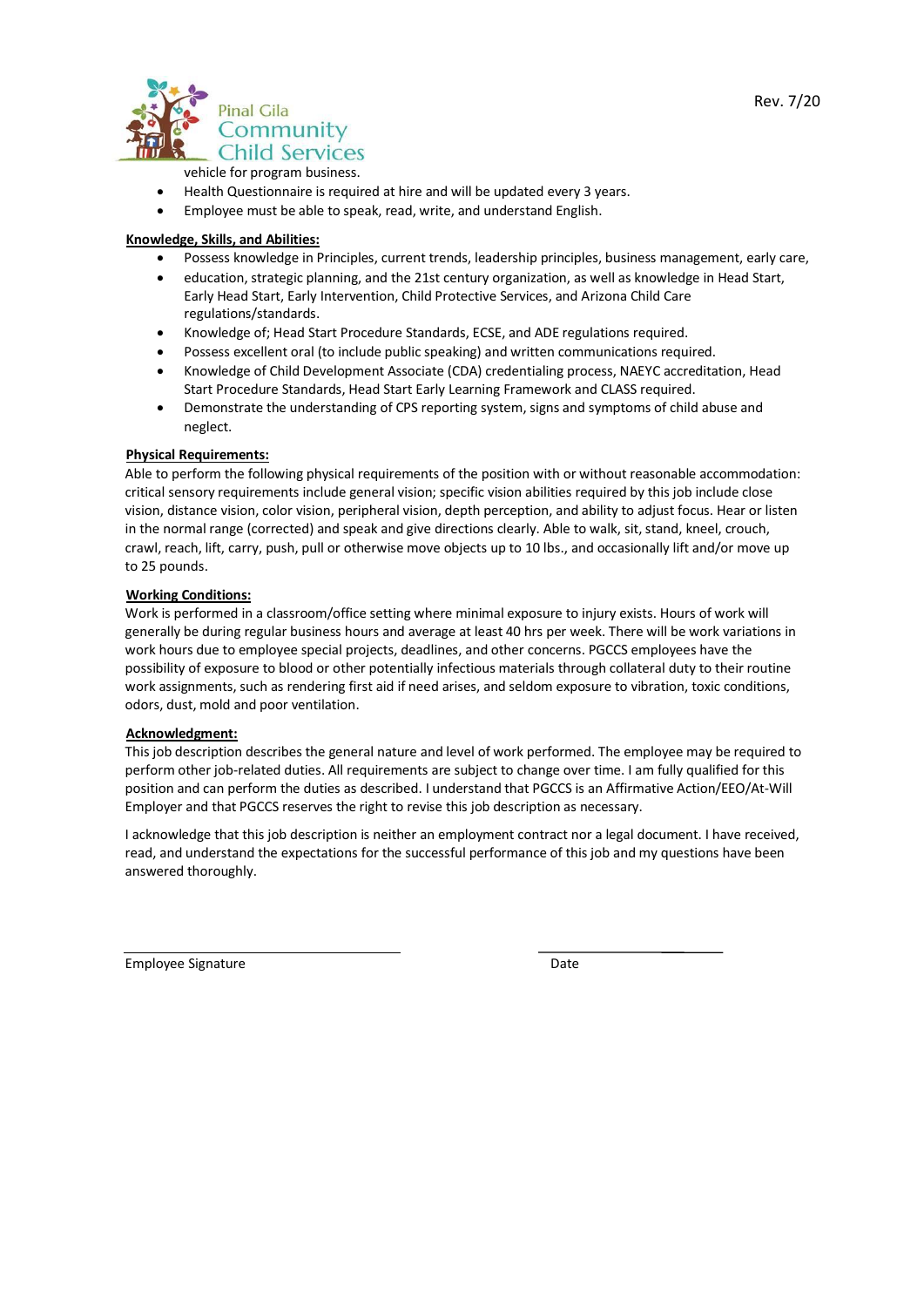vehicle for program business.

- Health Questionnaire is required at hire and will be updated every 3 years.
- Employee must be able to speak, read, write, and understand English.

**Knowledge, Skills, and Abilities:**

- Possess knowledge in Principles, current trends, leadership principles, business management, early care,
- education, strategic planning, and the 21st century organization, as well as knowledge in Head Start, Early Head Start, Early Intervention, Child Protective Services, and Arizona Child Care regulations/standards.
- Knowledge of; Head Start Procedure Standards, ECSE, and ADE regulations required.
- Possess excellent oral (to include public speaking) and written communications required.
- Knowledge of Child Development Associate (CDA) credentialing process, NAEYC accreditation, Head Start Procedure Standards, Head Start Early Learning Framework and CLASS required.
- Demonstrate the understanding of CPS reporting system, signs and symptoms of child abuse and neglect.

**Physical Requirements:**

Able to perform the following physical requirements of the position with or without reasonable accommodation: critical sensory requirements include general vision; specific vision abilities required by this job include close vision, distance vision, color vision, peripheral vision, depth perception, and ability to adjust focus. Hear or listen in the normal range (corrected) and speak and give directions clearly. Able to walk, sit, stand, kneel, crouch, crawl, reach, lift, carry, push, pull or otherwise move objects up to 10 lbs., and occasionally lift and/or move up to 25 pounds.

**Working Conditions:**

Work is performed in a classroom/office setting where minimal exposure to injury exists. Hours of work will generally be during regular business hours and average at least 40 hrs per week. There will be work variations in work hours due to employee special projects, deadlines, and other concerns. PGCCS employees have the possibility of exposure to blood or other potentially infectious materials through collateral duty to their routine work assignments, such as rendering first aid if need arises, and seldom exposure to vibration, toxic conditions, odors, dust, mold and poor ventilation.

**Acknowledgment:**

This job description describes the general nature and level of work performed. The employee may be required to perform other job-related duties. All requirements are subject to change over time. I am fully qualified for this position and can perform the duties as described. I understand that PGCCS is an Affirmative Action/EEO/At-Will Employer and that PGCCS reserves the right to revise this job description as necessary.

I acknowledge that this job description is neither an employment contract nor a legal document. I have received, read, and understand the expectations for the successful performance of this job and my questions have been answered thoroughly.

\_\_\_\_\_\_\_\_\_\_\_\_\_\_\_\_\_\_\_\_\_\_\_\_\_\_\_\_\_\_\_\_ \_\_\_\_\_\_\_\_\_\_\_\_\_\_\_\_\_\_\_\_

Employee Signature Date